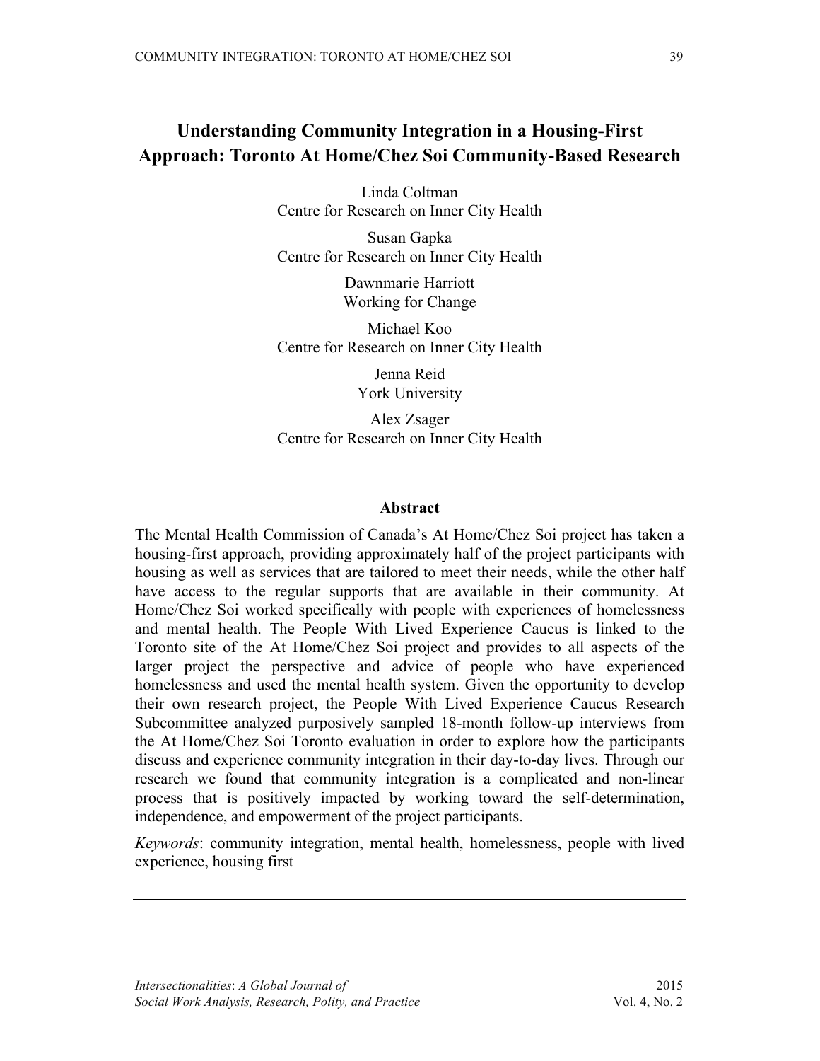# Understanding Community Integration in a Housing-First Approach: Toronto At Home/Chez Soi Community-Based Research

Linda Coltman
Centre for Research on Inner City Health

Susan Gapka
Centre for Research on Inner City Health

Dawnmarie Harriott
Working for Change

Michael Koo
Centre for Research on Inner City Health

Jenna Reid
York University

Alex Zsager
Centre for Research on Inner City Health

## Abstract

The Mental Health Commission of Canada's At Home/Chez Soi project has taken a housing-first approach, providing approximately half of the project participants with housing as well as services that are tailored to meet their needs, while the other half have access to the regular supports that are available in their community. At Home/Chez Soi worked specifically with people with experiences of homelessness and mental health. The People With Lived Experience Caucus is linked to the Toronto site of the At Home/Chez Soi project and provides to all aspects of the larger project the perspective and advice of people who have experienced homelessness and used the mental health system. Given the opportunity to develop their own research project, the People With Lived Experience Caucus Research Subcommittee analyzed purposively sampled 18-month follow-up interviews from the At Home/Chez Soi Toronto evaluation in order to explore how the participants discuss and experience community integration in their day-to-day lives. Through our research we found that community integration is a complicated and non-linear process that is positively impacted by working toward the self-determination, independence, and empowerment of the project participants.

*Keywords*: community integration, mental health, homelessness, people with lived experience, housing first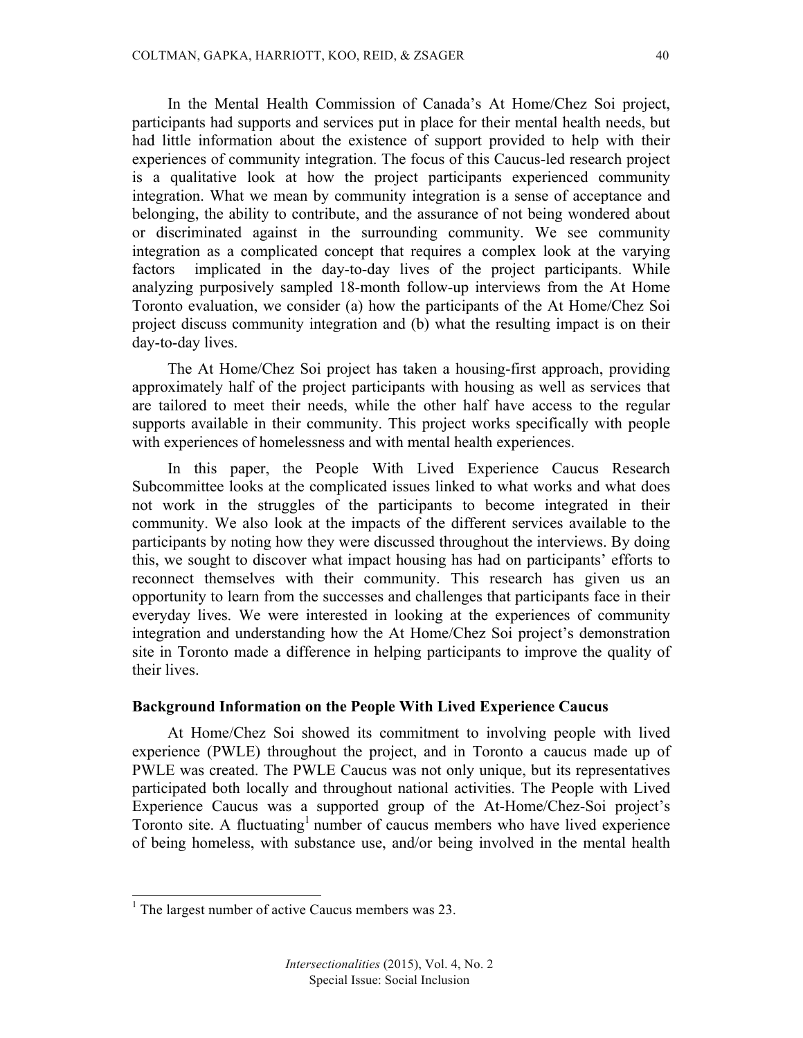In the Mental Health Commission of Canada's At Home/Chez Soi project, participants had supports and services put in place for their mental health needs, but had little information about the existence of support provided to help with their experiences of community integration. The focus of this Caucus-led research project is a qualitative look at how the project participants experienced community integration. What we mean by community integration is a sense of acceptance and belonging, the ability to contribute, and the assurance of not being wondered about or discriminated against in the surrounding community. We see community integration as a complicated concept that requires a complex look at the varying factors implicated in the day-to-day lives of the project participants. While analyzing purposively sampled 18-month follow-up interviews from the At Home Toronto evaluation, we consider (a) how the participants of the At Home/Chez Soi project discuss community integration and (b) what the resulting impact is on their day-to-day lives.

The At Home/Chez Soi project has taken a housing-first approach, providing approximately half of the project participants with housing as well as services that are tailored to meet their needs, while the other half have access to the regular supports available in their community. This project works specifically with people with experiences of homelessness and with mental health experiences.

In this paper, the People With Lived Experience Caucus Research Subcommittee looks at the complicated issues linked to what works and what does not work in the struggles of the participants to become integrated in their community. We also look at the impacts of the different services available to the participants by noting how they were discussed throughout the interviews. By doing this, we sought to discover what impact housing has had on participants' efforts to reconnect themselves with their community. This research has given us an opportunity to learn from the successes and challenges that participants face in their everyday lives. We were interested in looking at the experiences of community integration and understanding how the At Home/Chez Soi project's demonstration site in Toronto made a difference in helping participants to improve the quality of their lives.

## Background Information on the People With Lived Experience Caucus

At Home/Chez Soi showed its commitment to involving people with lived experience (PWLE) throughout the project, and in Toronto a caucus made up of PWLE was created. The PWLE Caucus was not only unique, but its representatives participated both locally and throughout national activities. The People with Lived Experience Caucus was a supported group of the At-Home/Chez-Soi project's Toronto site. A fluctuating[1] number of caucus members who have lived experience of being homeless, with substance use, and/or being involved in the mental health

[1] The largest number of active Caucus members was 23.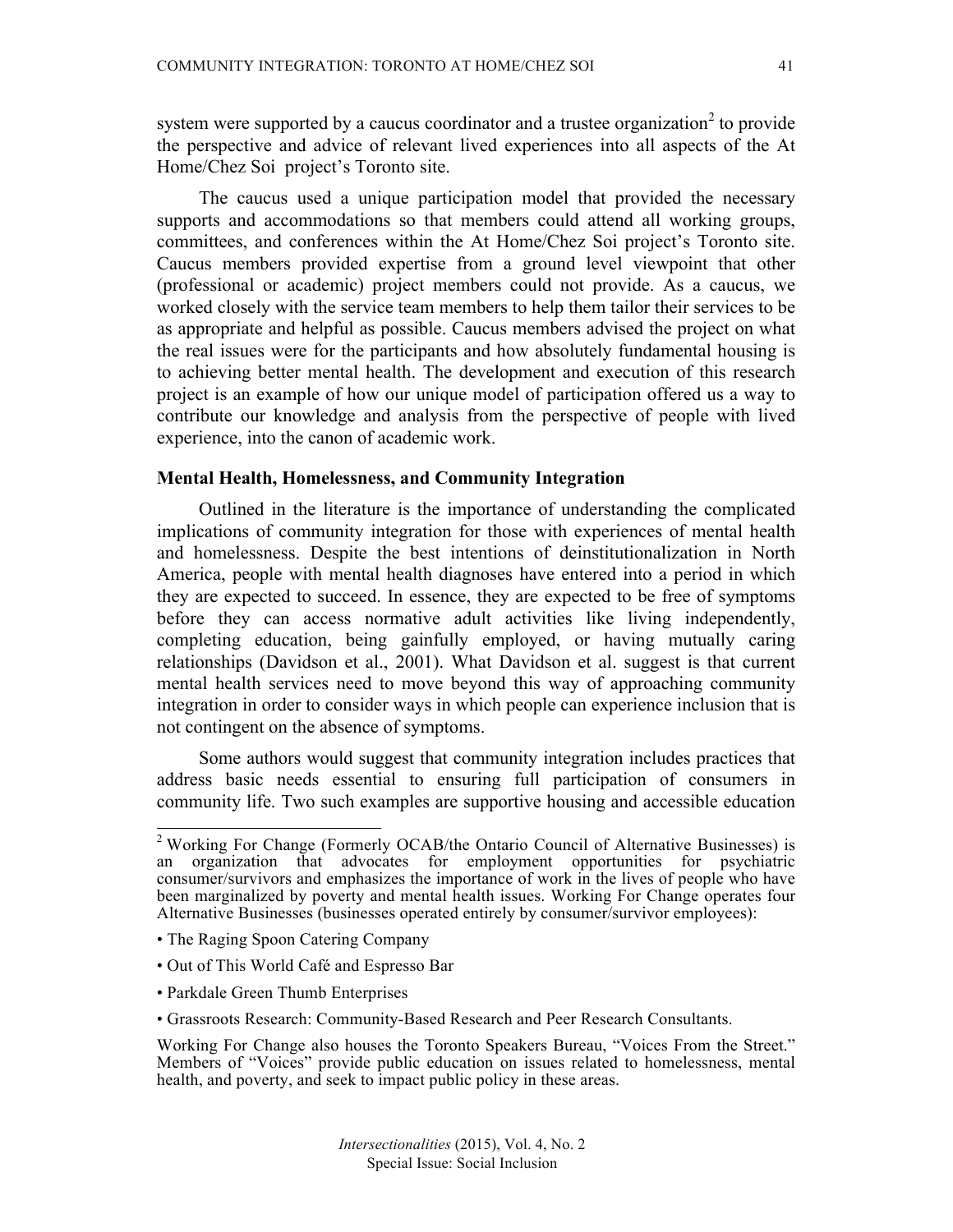system were supported by a caucus coordinator and a trustee organization[2] to provide the perspective and advice of relevant lived experiences into all aspects of the At Home/Chez Soi project's Toronto site.

The caucus used a unique participation model that provided the necessary supports and accommodations so that members could attend all working groups, committees, and conferences within the At Home/Chez Soi project's Toronto site. Caucus members provided expertise from a ground level viewpoint that other (professional or academic) project members could not provide. As a caucus, we worked closely with the service team members to help them tailor their services to be as appropriate and helpful as possible. Caucus members advised the project on what the real issues were for the participants and how absolutely fundamental housing is to achieving better mental health. The development and execution of this research project is an example of how our unique model of participation offered us a way to contribute our knowledge and analysis from the perspective of people with lived experience, into the canon of academic work.

**Mental Health, Homelessness, and Community Integration**

Outlined in the literature is the importance of understanding the complicated implications of community integration for those with experiences of mental health and homelessness. Despite the best intentions of deinstitutionalization in North America, people with mental health diagnoses have entered into a period in which they are expected to succeed. In essence, they are expected to be free of symptoms before they can access normative adult activities like living independently, completing education, being gainfully employed, or having mutually caring relationships (Davidson et al., 2001). What Davidson et al. suggest is that current mental health services need to move beyond this way of approaching community integration in order to consider ways in which people can experience inclusion that is not contingent on the absence of symptoms.

Some authors would suggest that community integration includes practices that address basic needs essential to ensuring full participation of consumers in community life. Two such examples are supportive housing and accessible education

---

[2] Working For Change (Formerly OCAB/the Ontario Council of Alternative Businesses) is an organization that advocates for employment opportunities for psychiatric consumer/survivors and emphasizes the importance of work in the lives of people who have been marginalized by poverty and mental health issues. Working For Change operates four Alternative Businesses (businesses operated entirely by consumer/survivor employees):

- The Raging Spoon Catering Company
- Out of This World Café and Espresso Bar
- Parkdale Green Thumb Enterprises
- Grassroots Research: Community-Based Research and Peer Research Consultants.

Working For Change also houses the Toronto Speakers Bureau, "Voices From the Street." Members of "Voices" provide public education on issues related to homelessness, mental health, and poverty, and seek to impact public policy in these areas.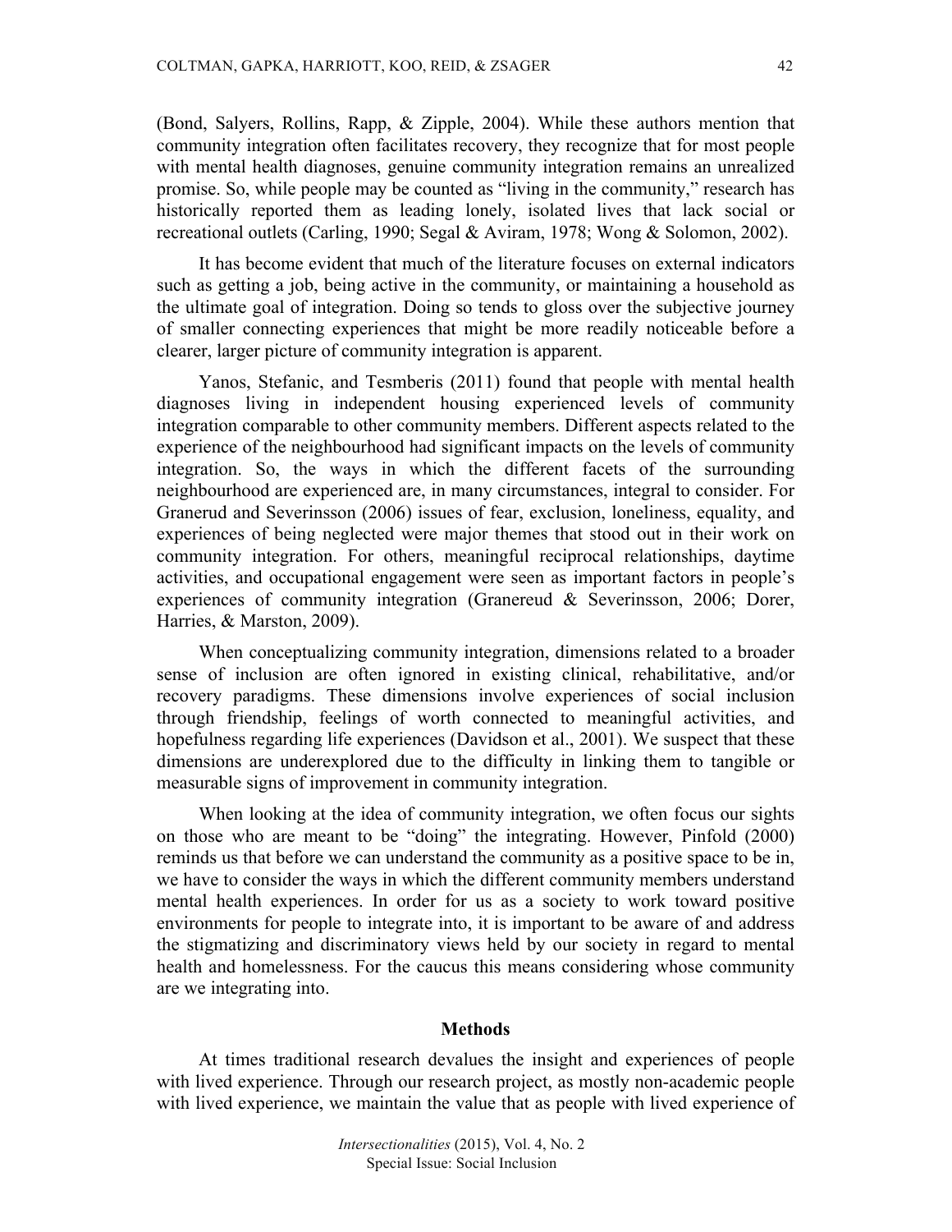(Bond, Salyers, Rollins, Rapp, & Zipple, 2004). While these authors mention that community integration often facilitates recovery, they recognize that for most people with mental health diagnoses, genuine community integration remains an unrealized promise. So, while people may be counted as "living in the community," research has historically reported them as leading lonely, isolated lives that lack social or recreational outlets (Carling, 1990; Segal & Aviram, 1978; Wong & Solomon, 2002).

It has become evident that much of the literature focuses on external indicators such as getting a job, being active in the community, or maintaining a household as the ultimate goal of integration. Doing so tends to gloss over the subjective journey of smaller connecting experiences that might be more readily noticeable before a clearer, larger picture of community integration is apparent.

Yanos, Stefanic, and Tesmberis (2011) found that people with mental health diagnoses living in independent housing experienced levels of community integration comparable to other community members. Different aspects related to the experience of the neighbourhood had significant impacts on the levels of community integration. So, the ways in which the different facets of the surrounding neighbourhood are experienced are, in many circumstances, integral to consider. For Granerud and Severinsson (2006) issues of fear, exclusion, loneliness, equality, and experiences of being neglected were major themes that stood out in their work on community integration. For others, meaningful reciprocal relationships, daytime activities, and occupational engagement were seen as important factors in people's experiences of community integration (Granereud & Severinsson, 2006; Dorer, Harries, & Marston, 2009).

When conceptualizing community integration, dimensions related to a broader sense of inclusion are often ignored in existing clinical, rehabilitative, and/or recovery paradigms. These dimensions involve experiences of social inclusion through friendship, feelings of worth connected to meaningful activities, and hopefulness regarding life experiences (Davidson et al., 2001). We suspect that these dimensions are underexplored due to the difficulty in linking them to tangible or measurable signs of improvement in community integration.

When looking at the idea of community integration, we often focus our sights on those who are meant to be "doing" the integrating. However, Pinfold (2000) reminds us that before we can understand the community as a positive space to be in, we have to consider the ways in which the different community members understand mental health experiences. In order for us as a society to work toward positive environments for people to integrate into, it is important to be aware of and address the stigmatizing and discriminatory views held by our society in regard to mental health and homelessness. For the caucus this means considering whose community are we integrating into.

## Methods

At times traditional research devalues the insight and experiences of people with lived experience. Through our research project, as mostly non-academic people with lived experience, we maintain the value that as people with lived experience of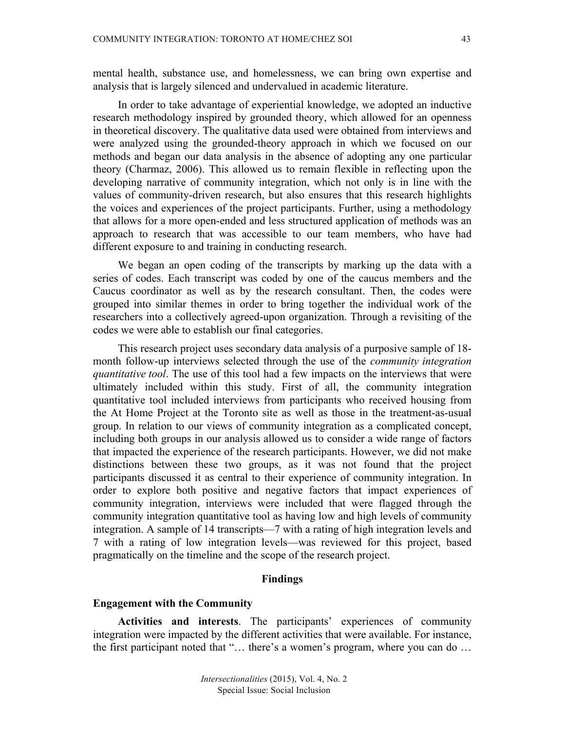mental health, substance use, and homelessness, we can bring own expertise and analysis that is largely silenced and undervalued in academic literature.

In order to take advantage of experiential knowledge, we adopted an inductive research methodology inspired by grounded theory, which allowed for an openness in theoretical discovery. The qualitative data used were obtained from interviews and were analyzed using the grounded-theory approach in which we focused on our methods and began our data analysis in the absence of adopting any one particular theory (Charmaz, 2006). This allowed us to remain flexible in reflecting upon the developing narrative of community integration, which not only is in line with the values of community-driven research, but also ensures that this research highlights the voices and experiences of the project participants. Further, using a methodology that allows for a more open-ended and less structured application of methods was an approach to research that was accessible to our team members, who have had different exposure to and training in conducting research.

We began an open coding of the transcripts by marking up the data with a series of codes. Each transcript was coded by one of the caucus members and the Caucus coordinator as well as by the research consultant. Then, the codes were grouped into similar themes in order to bring together the individual work of the researchers into a collectively agreed-upon organization. Through a revisiting of the codes we were able to establish our final categories.

This research project uses secondary data analysis of a purposive sample of 18-month follow-up interviews selected through the use of the *community integration quantitative tool*. The use of this tool had a few impacts on the interviews that were ultimately included within this study. First of all, the community integration quantitative tool included interviews from participants who received housing from the At Home Project at the Toronto site as well as those in the treatment-as-usual group. In relation to our views of community integration as a complicated concept, including both groups in our analysis allowed us to consider a wide range of factors that impacted the experience of the research participants. However, we did not make distinctions between these two groups, as it was not found that the project participants discussed it as central to their experience of community integration. In order to explore both positive and negative factors that impact experiences of community integration, interviews were included that were flagged through the community integration quantitative tool as having low and high levels of community integration. A sample of 14 transcripts—7 with a rating of high integration levels and 7 with a rating of low integration levels—was reviewed for this project, based pragmatically on the timeline and the scope of the research project.

## Findings

### Engagement with the Community

**Activities and interests**. The participants' experiences of community integration were impacted by the different activities that were available. For instance, the first participant noted that "… there's a women's program, where you can do …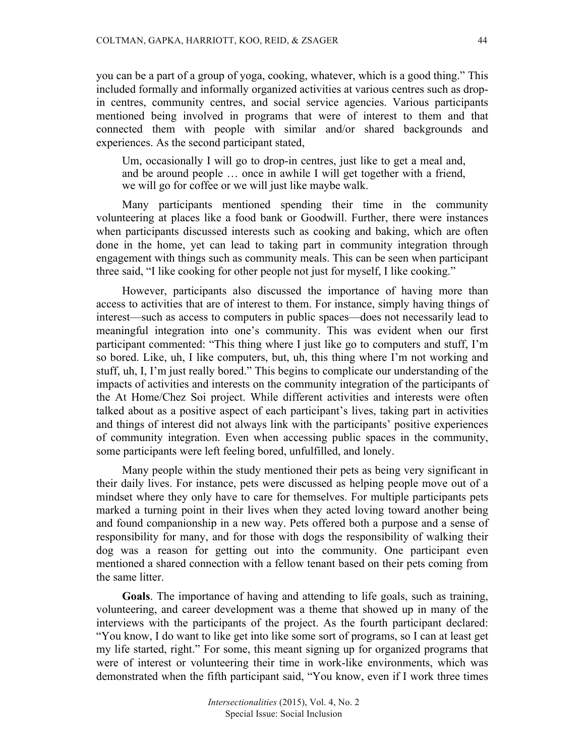you can be a part of a group of yoga, cooking, whatever, which is a good thing." This included formally and informally organized activities at various centres such as drop-in centres, community centres, and social service agencies. Various participants mentioned being involved in programs that were of interest to them and that connected them with people with similar and/or shared backgrounds and experiences. As the second participant stated,

> Um, occasionally I will go to drop-in centres, just like to get a meal and, and be around people … once in awhile I will get together with a friend, we will go for coffee or we will just like maybe walk.

Many participants mentioned spending their time in the community volunteering at places like a food bank or Goodwill. Further, there were instances when participants discussed interests such as cooking and baking, which are often done in the home, yet can lead to taking part in community integration through engagement with things such as community meals. This can be seen when participant three said, "I like cooking for other people not just for myself, I like cooking."

However, participants also discussed the importance of having more than access to activities that are of interest to them. For instance, simply having things of interest—such as access to computers in public spaces—does not necessarily lead to meaningful integration into one's community. This was evident when our first participant commented: "This thing where I just like go to computers and stuff, I'm so bored. Like, uh, I like computers, but, uh, this thing where I'm not working and stuff, uh, I, I'm just really bored." This begins to complicate our understanding of the impacts of activities and interests on the community integration of the participants of the At Home/Chez Soi project. While different activities and interests were often talked about as a positive aspect of each participant's lives, taking part in activities and things of interest did not always link with the participants' positive experiences of community integration. Even when accessing public spaces in the community, some participants were left feeling bored, unfulfilled, and lonely.

Many people within the study mentioned their pets as being very significant in their daily lives. For instance, pets were discussed as helping people move out of a mindset where they only have to care for themselves. For multiple participants pets marked a turning point in their lives when they acted loving toward another being and found companionship in a new way. Pets offered both a purpose and a sense of responsibility for many, and for those with dogs the responsibility of walking their dog was a reason for getting out into the community. One participant even mentioned a shared connection with a fellow tenant based on their pets coming from the same litter.

**Goals**. The importance of having and attending to life goals, such as training, volunteering, and career development was a theme that showed up in many of the interviews with the participants of the project. As the fourth participant declared: "You know, I do want to like get into like some sort of programs, so I can at least get my life started, right." For some, this meant signing up for organized programs that were of interest or volunteering their time in work-like environments, which was demonstrated when the fifth participant said, "You know, even if I work three times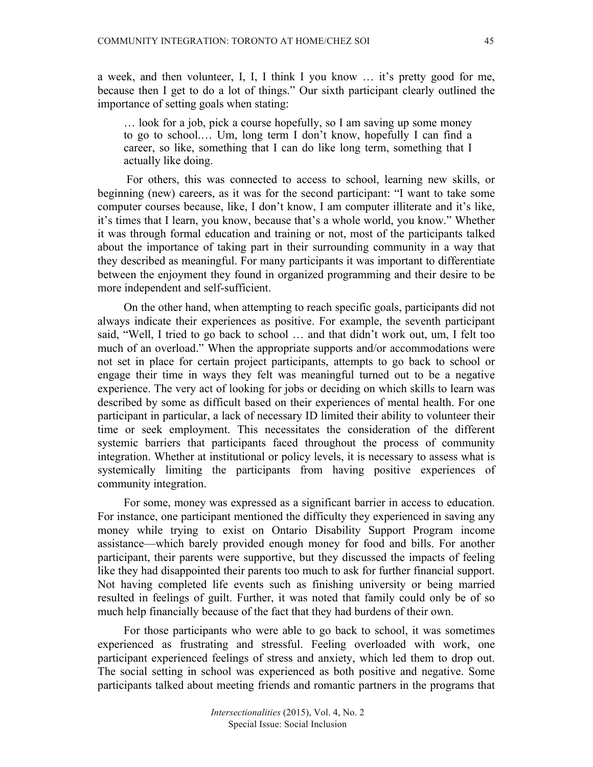a week, and then volunteer, I, I, I think I you know … it's pretty good for me, because then I get to do a lot of things." Our sixth participant clearly outlined the importance of setting goals when stating:

> … look for a job, pick a course hopefully, so I am saving up some money to go to school.… Um, long term I don't know, hopefully I can find a career, so like, something that I can do like long term, something that I actually like doing.

For others, this was connected to access to school, learning new skills, or beginning (new) careers, as it was for the second participant: "I want to take some computer courses because, like, I don't know, I am computer illiterate and it's like, it's times that I learn, you know, because that's a whole world, you know." Whether it was through formal education and training or not, most of the participants talked about the importance of taking part in their surrounding community in a way that they described as meaningful. For many participants it was important to differentiate between the enjoyment they found in organized programming and their desire to be more independent and self-sufficient.

On the other hand, when attempting to reach specific goals, participants did not always indicate their experiences as positive. For example, the seventh participant said, "Well, I tried to go back to school … and that didn't work out, um, I felt too much of an overload." When the appropriate supports and/or accommodations were not set in place for certain project participants, attempts to go back to school or engage their time in ways they felt was meaningful turned out to be a negative experience. The very act of looking for jobs or deciding on which skills to learn was described by some as difficult based on their experiences of mental health. For one participant in particular, a lack of necessary ID limited their ability to volunteer their time or seek employment. This necessitates the consideration of the different systemic barriers that participants faced throughout the process of community integration. Whether at institutional or policy levels, it is necessary to assess what is systemically limiting the participants from having positive experiences of community integration.

For some, money was expressed as a significant barrier in access to education. For instance, one participant mentioned the difficulty they experienced in saving any money while trying to exist on Ontario Disability Support Program income assistance—which barely provided enough money for food and bills. For another participant, their parents were supportive, but they discussed the impacts of feeling like they had disappointed their parents too much to ask for further financial support. Not having completed life events such as finishing university or being married resulted in feelings of guilt. Further, it was noted that family could only be of so much help financially because of the fact that they had burdens of their own.

For those participants who were able to go back to school, it was sometimes experienced as frustrating and stressful. Feeling overloaded with work, one participant experienced feelings of stress and anxiety, which led them to drop out. The social setting in school was experienced as both positive and negative. Some participants talked about meeting friends and romantic partners in the programs that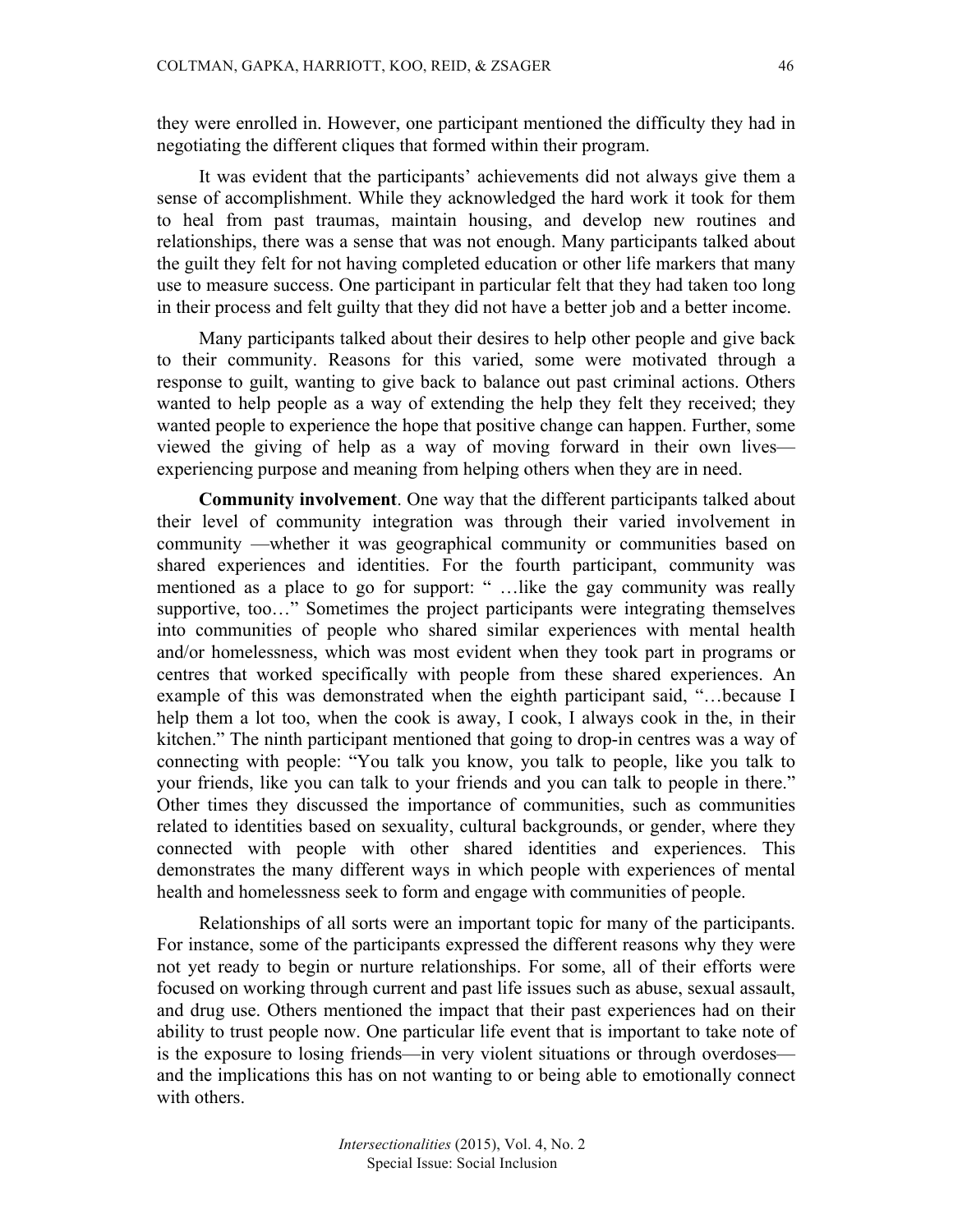they were enrolled in. However, one participant mentioned the difficulty they had in negotiating the different cliques that formed within their program.

It was evident that the participants' achievements did not always give them a sense of accomplishment. While they acknowledged the hard work it took for them to heal from past traumas, maintain housing, and develop new routines and relationships, there was a sense that was not enough. Many participants talked about the guilt they felt for not having completed education or other life markers that many use to measure success. One participant in particular felt that they had taken too long in their process and felt guilty that they did not have a better job and a better income.

Many participants talked about their desires to help other people and give back to their community. Reasons for this varied, some were motivated through a response to guilt, wanting to give back to balance out past criminal actions. Others wanted to help people as a way of extending the help they felt they received; they wanted people to experience the hope that positive change can happen. Further, some viewed the giving of help as a way of moving forward in their own lives—experiencing purpose and meaning from helping others when they are in need.

**Community involvement**. One way that the different participants talked about their level of community integration was through their varied involvement in community —whether it was geographical community or communities based on shared experiences and identities. For the fourth participant, community was mentioned as a place to go for support: " …like the gay community was really supportive, too…" Sometimes the project participants were integrating themselves into communities of people who shared similar experiences with mental health and/or homelessness, which was most evident when they took part in programs or centres that worked specifically with people from these shared experiences. An example of this was demonstrated when the eighth participant said, "…because I help them a lot too, when the cook is away, I cook, I always cook in the, in their kitchen." The ninth participant mentioned that going to drop-in centres was a way of connecting with people: "You talk you know, you talk to people, like you talk to your friends, like you can talk to your friends and you can talk to people in there." Other times they discussed the importance of communities, such as communities related to identities based on sexuality, cultural backgrounds, or gender, where they connected with people with other shared identities and experiences. This demonstrates the many different ways in which people with experiences of mental health and homelessness seek to form and engage with communities of people.

Relationships of all sorts were an important topic for many of the participants. For instance, some of the participants expressed the different reasons why they were not yet ready to begin or nurture relationships. For some, all of their efforts were focused on working through current and past life issues such as abuse, sexual assault, and drug use. Others mentioned the impact that their past experiences had on their ability to trust people now. One particular life event that is important to take note of is the exposure to losing friends—in very violent situations or through overdoses—and the implications this has on not wanting to or being able to emotionally connect with others.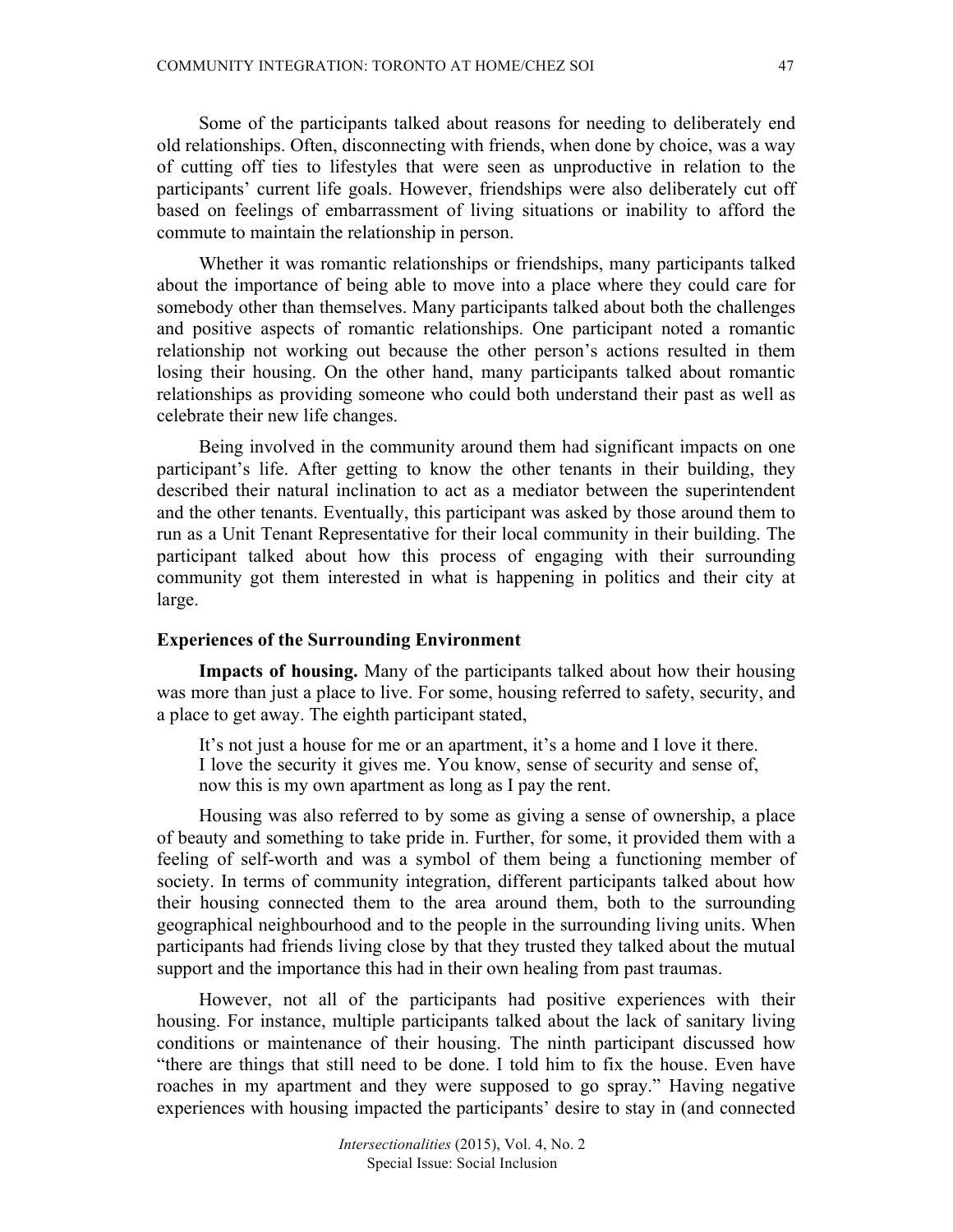Some of the participants talked about reasons for needing to deliberately end old relationships. Often, disconnecting with friends, when done by choice, was a way of cutting off ties to lifestyles that were seen as unproductive in relation to the participants' current life goals. However, friendships were also deliberately cut off based on feelings of embarrassment of living situations or inability to afford the commute to maintain the relationship in person.

Whether it was romantic relationships or friendships, many participants talked about the importance of being able to move into a place where they could care for somebody other than themselves. Many participants talked about both the challenges and positive aspects of romantic relationships. One participant noted a romantic relationship not working out because the other person's actions resulted in them losing their housing. On the other hand, many participants talked about romantic relationships as providing someone who could both understand their past as well as celebrate their new life changes.

Being involved in the community around them had significant impacts on one participant's life. After getting to know the other tenants in their building, they described their natural inclination to act as a mediator between the superintendent and the other tenants. Eventually, this participant was asked by those around them to run as a Unit Tenant Representative for their local community in their building. The participant talked about how this process of engaging with their surrounding community got them interested in what is happening in politics and their city at large.

### Experiences of the Surrounding Environment

**Impacts of housing.** Many of the participants talked about how their housing was more than just a place to live. For some, housing referred to safety, security, and a place to get away. The eighth participant stated,

> It's not just a house for me or an apartment, it's a home and I love it there. I love the security it gives me. You know, sense of security and sense of, now this is my own apartment as long as I pay the rent.

Housing was also referred to by some as giving a sense of ownership, a place of beauty and something to take pride in. Further, for some, it provided them with a feeling of self-worth and was a symbol of them being a functioning member of society. In terms of community integration, different participants talked about how their housing connected them to the area around them, both to the surrounding geographical neighbourhood and to the people in the surrounding living units. When participants had friends living close by that they trusted they talked about the mutual support and the importance this had in their own healing from past traumas.

However, not all of the participants had positive experiences with their housing. For instance, multiple participants talked about the lack of sanitary living conditions or maintenance of their housing. The ninth participant discussed how "there are things that still need to be done. I told him to fix the house. Even have roaches in my apartment and they were supposed to go spray." Having negative experiences with housing impacted the participants' desire to stay in (and connected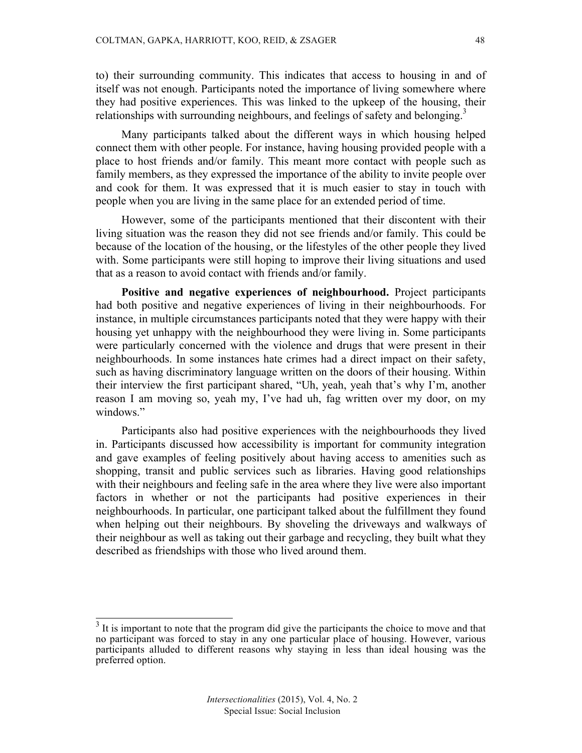to) their surrounding community. This indicates that access to housing in and of itself was not enough. Participants noted the importance of living somewhere where they had positive experiences. This was linked to the upkeep of the housing, their relationships with surrounding neighbours, and feelings of safety and belonging.[3]

Many participants talked about the different ways in which housing helped connect them with other people. For instance, having housing provided people with a place to host friends and/or family. This meant more contact with people such as family members, as they expressed the importance of the ability to invite people over and cook for them. It was expressed that it is much easier to stay in touch with people when you are living in the same place for an extended period of time.

However, some of the participants mentioned that their discontent with their living situation was the reason they did not see friends and/or family. This could be because of the location of the housing, or the lifestyles of the other people they lived with. Some participants were still hoping to improve their living situations and used that as a reason to avoid contact with friends and/or family.

**Positive and negative experiences of neighbourhood.** Project participants had both positive and negative experiences of living in their neighbourhoods. For instance, in multiple circumstances participants noted that they were happy with their housing yet unhappy with the neighbourhood they were living in. Some participants were particularly concerned with the violence and drugs that were present in their neighbourhoods. In some instances hate crimes had a direct impact on their safety, such as having discriminatory language written on the doors of their housing. Within their interview the first participant shared, "Uh, yeah, yeah that's why I'm, another reason I am moving so, yeah my, I've had uh, fag written over my door, on my windows."

Participants also had positive experiences with the neighbourhoods they lived in. Participants discussed how accessibility is important for community integration and gave examples of feeling positively about having access to amenities such as shopping, transit and public services such as libraries. Having good relationships with their neighbours and feeling safe in the area where they live were also important factors in whether or not the participants had positive experiences in their neighbourhoods. In particular, one participant talked about the fulfillment they found when helping out their neighbours. By shoveling the driveways and walkways of their neighbour as well as taking out their garbage and recycling, they built what they described as friendships with those who lived around them.

[3] It is important to note that the program did give the participants the choice to move and that no participant was forced to stay in any one particular place of housing. However, various participants alluded to different reasons why staying in less than ideal housing was the preferred option.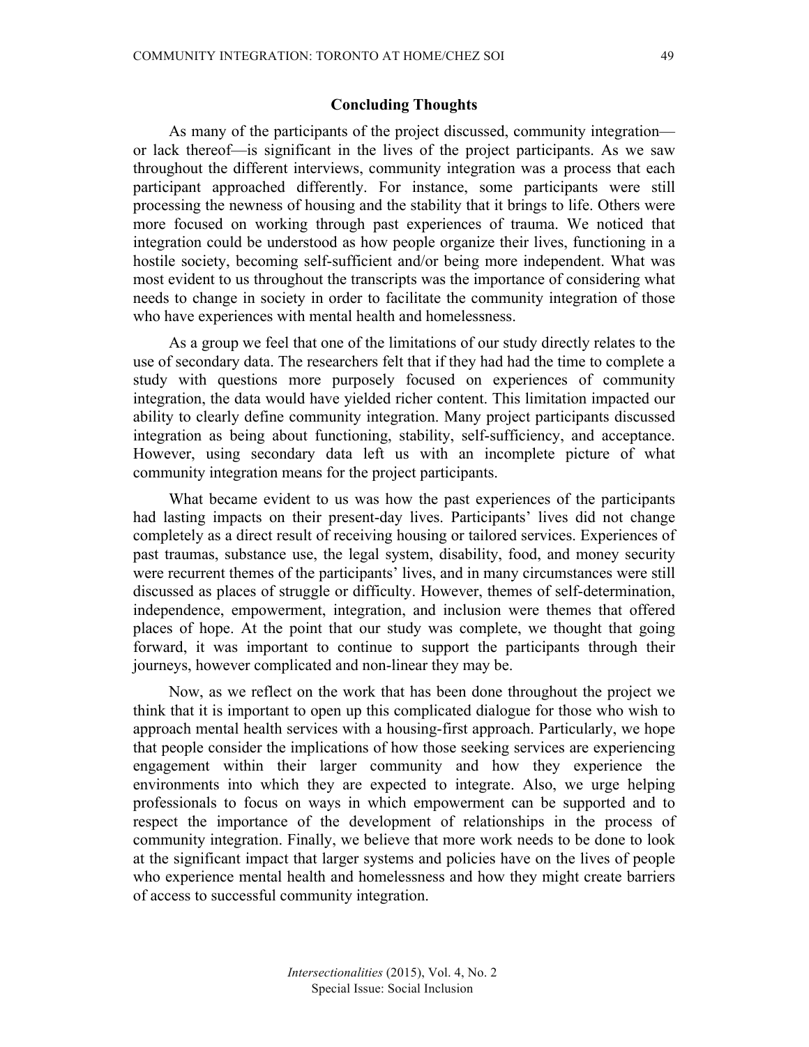## Concluding Thoughts

As many of the participants of the project discussed, community integration—or lack thereof—is significant in the lives of the project participants. As we saw throughout the different interviews, community integration was a process that each participant approached differently. For instance, some participants were still processing the newness of housing and the stability that it brings to life. Others were more focused on working through past experiences of trauma. We noticed that integration could be understood as how people organize their lives, functioning in a hostile society, becoming self-sufficient and/or being more independent. What was most evident to us throughout the transcripts was the importance of considering what needs to change in society in order to facilitate the community integration of those who have experiences with mental health and homelessness.

As a group we feel that one of the limitations of our study directly relates to the use of secondary data. The researchers felt that if they had had the time to complete a study with questions more purposely focused on experiences of community integration, the data would have yielded richer content. This limitation impacted our ability to clearly define community integration. Many project participants discussed integration as being about functioning, stability, self-sufficiency, and acceptance. However, using secondary data left us with an incomplete picture of what community integration means for the project participants.

What became evident to us was how the past experiences of the participants had lasting impacts on their present-day lives. Participants' lives did not change completely as a direct result of receiving housing or tailored services. Experiences of past traumas, substance use, the legal system, disability, food, and money security were recurrent themes of the participants' lives, and in many circumstances were still discussed as places of struggle or difficulty. However, themes of self-determination, independence, empowerment, integration, and inclusion were themes that offered places of hope. At the point that our study was complete, we thought that going forward, it was important to continue to support the participants through their journeys, however complicated and non-linear they may be.

Now, as we reflect on the work that has been done throughout the project we think that it is important to open up this complicated dialogue for those who wish to approach mental health services with a housing-first approach. Particularly, we hope that people consider the implications of how those seeking services are experiencing engagement within their larger community and how they experience the environments into which they are expected to integrate. Also, we urge helping professionals to focus on ways in which empowerment can be supported and to respect the importance of the development of relationships in the process of community integration. Finally, we believe that more work needs to be done to look at the significant impact that larger systems and policies have on the lives of people who experience mental health and homelessness and how they might create barriers of access to successful community integration.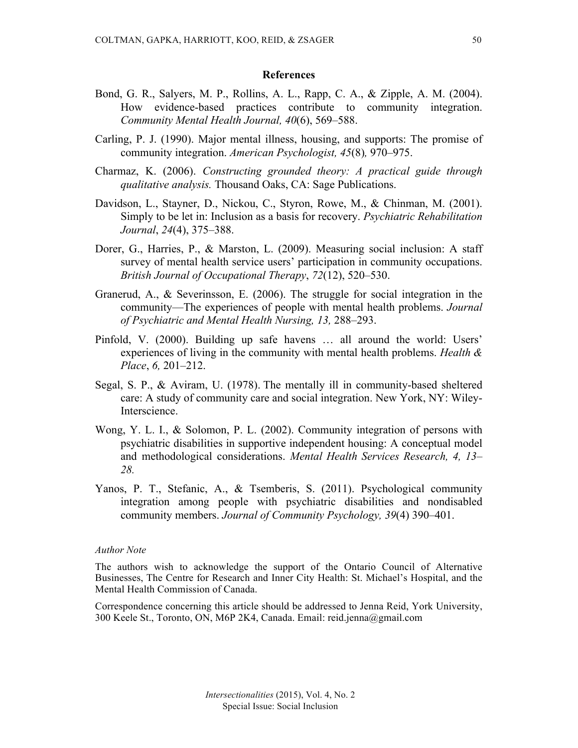## References

Bond, G. R., Salyers, M. P., Rollins, A. L., Rapp, C. A., & Zipple, A. M. (2004). How evidence-based practices contribute to community integration. *Community Mental Health Journal, 40*(6), 569–588.

Carling, P. J. (1990). Major mental illness, housing, and supports: The promise of community integration. *American Psychologist, 45*(8)*,* 970–975.

Charmaz, K. (2006). *Constructing grounded theory: A practical guide through qualitative analysis.* Thousand Oaks, CA: Sage Publications.

Davidson, L., Stayner, D., Nickou, C., Styron, Rowe, M., & Chinman, M. (2001). Simply to be let in: Inclusion as a basis for recovery. *Psychiatric Rehabilitation Journal*, *24*(4), 375–388.

Dorer, G., Harries, P., & Marston, L. (2009). Measuring social inclusion: A staff survey of mental health service users' participation in community occupations. *British Journal of Occupational Therapy*, *72*(12), 520–530.

Granerud, A., & Severinsson, E. (2006). The struggle for social integration in the community—The experiences of people with mental health problems. *Journal of Psychiatric and Mental Health Nursing, 13,* 288–293.

Pinfold, V. (2000). Building up safe havens … all around the world: Users' experiences of living in the community with mental health problems. *Health & Place*, *6,* 201–212.

Segal, S. P., & Aviram, U. (1978). The mentally ill in community-based sheltered care: A study of community care and social integration. New York, NY: Wiley-Interscience.

Wong, Y. L. I., & Solomon, P. L. (2002). Community integration of persons with psychiatric disabilities in supportive independent housing: A conceptual model and methodological considerations. *Mental Health Services Research, 4, 13–28.*

Yanos, P. T., Stefanic, A., & Tsemberis, S. (2011). Psychological community integration among people with psychiatric disabilities and nondisabled community members. *Journal of Community Psychology, 39*(4) 390–401.

*Author Note*

The authors wish to acknowledge the support of the Ontario Council of Alternative Businesses, The Centre for Research and Inner City Health: St. Michael's Hospital, and the Mental Health Commission of Canada.

Correspondence concerning this article should be addressed to Jenna Reid, York University, 300 Keele St., Toronto, ON, M6P 2K4, Canada. Email: reid.jenna@gmail.com